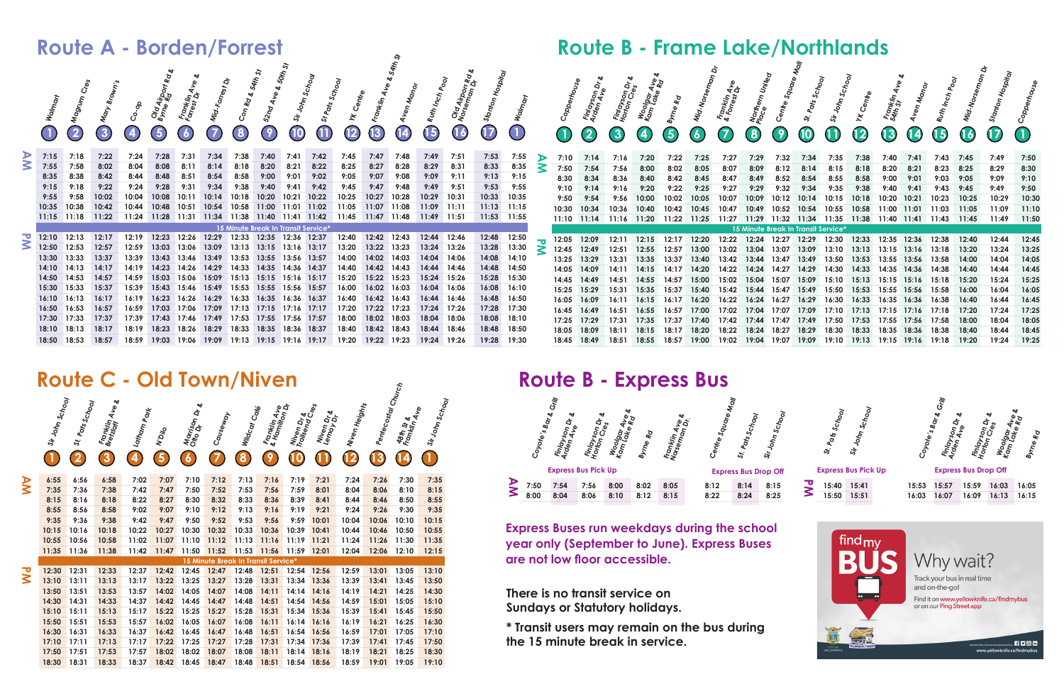## Route A - Borden/Forrest

| | 1 Walmart | 2 Magrum Cres | 3 Mary Brown's | 4 Co-op | 5 Old Airport Rd & Byrne Rd | 6 Franklin Ave & Forrest Dr | 7 Mid-Forrest Dr | 8 Con Rd & 54th St | 9 52nd Ave & 50th St | 10 Sir John School | 11 St Pats School | 12 YK Centre | 13 Franklin Ave & 54th St | 14 Aven Manor | 15 Ruth Inch Pool | 16 Old Airport Rd & Norseman Dr | 17 Stanton Hospital | 1 Walmart |
|---|---|---|---|---|---|---|---|---|---|---|---|---|---|---|---|---|---|---|
| AM | 7:15 | 7:18 | 7:22 | 7:24 | 7:28 | 7:31 | 7:34 | 7:38 | 7:40 | 7:41 | 7:42 | 7:45 | 7:47 | 7:48 | 7:49 | 7:51 | 7:53 | 7:55 |
| | 7:55 | 7:58 | 8:02 | 8:04 | 8:08 | 8:11 | 8:14 | 8:18 | 8:20 | 8:21 | 8:22 | 8:25 | 8:27 | 8:28 | 8:29 | 8:31 | 8:33 | 8:35 |
| | 8:35 | 8:38 | 8:42 | 8:44 | 8:48 | 8:51 | 8:54 | 8:58 | 9:00 | 9:01 | 9:02 | 9:05 | 9:07 | 9:08 | 9:09 | 9:11 | 9:13 | 9:15 |
| | 9:15 | 9:18 | 9:22 | 9:24 | 9:28 | 9:31 | 9:34 | 9:38 | 9:40 | 9:41 | 9:42 | 9:45 | 9:47 | 9:48 | 9:49 | 9:51 | 9:53 | 9:55 |
| | 9:55 | 9:58 | 10:02 | 10:04 | 10:08 | 10:11 | 10:14 | 10:18 | 10:20 | 10:21 | 10:22 | 10:25 | 10:27 | 10:28 | 10:29 | 10:31 | 10:33 | 10:35 |
| | 10:35 | 10:38 | 10:42 | 10:44 | 10:48 | 10:51 | 10:54 | 10:58 | 11:00 | 11:01 | 11:02 | 11:05 | 11:07 | 11:08 | 11:09 | 11:11 | 11:13 | 11:15 |
| | 11:15 | 11:18 | 11:22 | 11:24 | 11:28 | 11:31 | 11:34 | 11:38 | 11:40 | 11:41 | 11:42 | 11:45 | 11:47 | 11:48 | 11:49 | 11:51 | 11:53 | 11:55 |
| | 15 Minute Break In Transit Service* | | | | | | | | | | | | | | | | | |
| PM | 12:10 | 12:13 | 12:17 | 12:19 | 12:23 | 12:26 | 12:29 | 12:33 | 12:35 | 12:36 | 12:37 | 12:40 | 12:42 | 12:43 | 12:44 | 12:46 | 12:48 | 12:50 |
| | 12:50 | 12:53 | 12:57 | 12:59 | 13:03 | 13:06 | 13:09 | 13:13 | 13:15 | 13:16 | 13:17 | 13:20 | 13:22 | 13:23 | 13:24 | 13:26 | 13:28 | 13:30 |
| | 13:30 | 13:33 | 13:37 | 13:39 | 13:43 | 13:46 | 13:49 | 13:53 | 13:55 | 13:56 | 13:57 | 14:00 | 14:02 | 14:03 | 14:04 | 14:06 | 14:08 | 14:10 |
| | 14:10 | 14:13 | 14:17 | 14:19 | 14:23 | 14:26 | 14:29 | 14:33 | 14:35 | 14:36 | 14:37 | 14:40 | 14:42 | 14:43 | 14:44 | 14:46 | 14:48 | 14:50 |
| | 14:50 | 14:53 | 14:57 | 14:59 | 15:03 | 15:06 | 15:09 | 15:13 | 15:15 | 15:16 | 15:17 | 15:20 | 15:22 | 15:23 | 15:24 | 15:26 | 15:28 | 15:30 |
| | 15:30 | 15:33 | 15:37 | 15:39 | 15:43 | 15:46 | 15:49 | 15:53 | 15:55 | 15:56 | 15:57 | 16:00 | 16:02 | 16:03 | 16:04 | 16:06 | 16:08 | 16:10 |
| | 16:10 | 16:13 | 16:17 | 16:19 | 16:23 | 16:26 | 16:29 | 16:33 | 16:35 | 16:36 | 16:37 | 16:40 | 16:42 | 16:43 | 16:44 | 16:46 | 16:48 | 16:50 |
| | 16:50 | 16:53 | 16:57 | 16:59 | 17:03 | 17:06 | 17:09 | 17:13 | 17:15 | 17:16 | 17:17 | 17:20 | 17:22 | 17:23 | 17:24 | 17:26 | 17:28 | 17:30 |
| | 17:30 | 17:33 | 17:37 | 17:39 | 17:43 | 17:46 | 17:49 | 17:53 | 17:55 | 17:56 | 17:57 | 18:00 | 18:02 | 18:03 | 18:04 | 18:06 | 18:08 | 18:10 |
| | 18:10 | 18:13 | 18:17 | 18:19 | 18:23 | 18:26 | 18:29 | 18:33 | 18:35 | 18:36 | 18:37 | 18:40 | 18:42 | 18:43 | 18:44 | 18:46 | 18:48 | 18:50 |
| | 18:50 | 18:53 | 18:57 | 18:59 | 19:03 | 19:06 | 19:09 | 19:13 | 19:15 | 19:16 | 19:17 | 19:20 | 19:22 | 19:23 | 19:24 | 19:26 | 19:28 | 19:30 |

## Route B - Frame Lake/Northlands

| | 1 Copperhouse | 2 Finlayson Dr & Aden Ave | 3 Finlayson Dr & Horton Cres | 4 Woolgar Ave & Kam Lake Rd | 5 Byrne Rd | 6 Mid-Norseman Dr | 7 Franklin Ave & Forrest Dr | 8 Northern United Place | 9 Centre Square Mall | 10 St. Pats School | 11 Sir John School | 12 YK Centre | 13 Franklin Ave & 54th St | 14 Aven Manor | 15 Ruth Inch Pool | 16 Mid-Norseman Dr | 17 Stanton Hospital | 1 Copperhouse |
|---|---|---|---|---|---|---|---|---|---|---|---|---|---|---|---|---|---|---|
| AM | 7:10 | 7:14 | 7:16 | 7:20 | 7:22 | 7:25 | 7:27 | 7:29 | 7:32 | 7:34 | 7:35 | 7:38 | 7:40 | 7:41 | 7:43 | 7:45 | 7:49 | 7:50 |
| | 7:50 | 7:54 | 7:56 | 8:00 | 8:02 | 8:05 | 8:07 | 8:09 | 8:12 | 8:14 | 8:15 | 8:18 | 8:20 | 8:21 | 8:23 | 8:25 | 8:29 | 8:30 |
| | 8:30 | 8:34 | 8:36 | 8:40 | 8:42 | 8:45 | 8:47 | 8:49 | 8:52 | 8:54 | 8:55 | 8:58 | 9:00 | 9:01 | 9:03 | 9:05 | 9:09 | 9:10 |
| | 9:10 | 9:14 | 9:16 | 9:20 | 9:22 | 9:25 | 9:27 | 9:29 | 9:32 | 9:34 | 9:35 | 9:38 | 9:40 | 9:41 | 9:43 | 9:45 | 9:49 | 9:50 |
| | 9:50 | 9:54 | 9:56 | 10:00 | 10:02 | 10:05 | 10:07 | 10:09 | 10:12 | 10:14 | 10:15 | 10:18 | 10:20 | 10:21 | 10:23 | 10:25 | 10:29 | 10:30 |
| | 10:30 | 10:34 | 10:36 | 10:40 | 10:42 | 10:45 | 10:47 | 10:49 | 10:52 | 10:54 | 10:55 | 10:58 | 11:00 | 11:01 | 11:03 | 11:05 | 11:09 | 11:10 |
| | 11:10 | 11:14 | 11:16 | 11:20 | 11:22 | 11:25 | 11:27 | 11:29 | 11:32 | 11:34 | 11:35 | 11:38 | 11:40 | 11:41 | 11:43 | 11:45 | 11:49 | 11:50 |
| | 15 Minute Break In Transit Service* | | | | | | | | | | | | | | | | | |
| PM | 12:05 | 12:09 | 12:11 | 12:15 | 12:17 | 12:20 | 12:22 | 12:24 | 12:27 | 12:29 | 12:30 | 12:33 | 12:35 | 12:36 | 12:38 | 12:40 | 12:44 | 12:45 |
| | 12:45 | 12:49 | 12:51 | 12:55 | 12:57 | 13:00 | 13:02 | 13:04 | 13:07 | 13:09 | 13:10 | 13:13 | 13:15 | 13:16 | 13:18 | 13:20 | 13:24 | 13:25 |
| | 13:25 | 13:29 | 13:31 | 13:35 | 13:37 | 13:40 | 13:42 | 13:44 | 13:47 | 13:49 | 13:50 | 13:53 | 13:55 | 13:56 | 13:58 | 14:00 | 14:04 | 14:05 |
| | 14:05 | 14:09 | 14:11 | 14:15 | 14:17 | 14:20 | 14:22 | 14:24 | 14:27 | 14:29 | 14:30 | 14:33 | 14:35 | 14:36 | 14:38 | 14:40 | 14:44 | 14:45 |
| | 14:45 | 14:49 | 14:51 | 14:55 | 14:57 | 15:00 | 15:02 | 15:04 | 15:07 | 15:09 | 15:10 | 15:13 | 15:15 | 15:16 | 15:18 | 15:20 | 15:24 | 15:25 |
| | 15:25 | 15:29 | 15:31 | 15:35 | 15:37 | 15:40 | 15:42 | 15:44 | 15:47 | 15:49 | 15:50 | 15:53 | 15:55 | 15:56 | 15:58 | 16:00 | 16:04 | 16:05 |
| | 16:05 | 16:09 | 16:11 | 16:15 | 16:17 | 16:20 | 16:22 | 16:24 | 16:27 | 16:29 | 16:30 | 16:33 | 16:35 | 16:36 | 16:38 | 16:40 | 16:44 | 16:45 |
| | 16:45 | 16:49 | 16:51 | 16:55 | 16:57 | 17:00 | 17:02 | 17:04 | 17:07 | 17:09 | 17:10 | 17:13 | 17:15 | 17:16 | 17:18 | 17:20 | 17:24 | 17:25 |
| | 17:25 | 17:29 | 17:31 | 17:35 | 17:37 | 17:40 | 17:42 | 17:44 | 17:47 | 17:49 | 17:50 | 17:53 | 17:55 | 17:56 | 17:58 | 18:00 | 18:04 | 18:05 |
| | 18:05 | 18:09 | 18:11 | 18:15 | 18:17 | 18:20 | 18:22 | 18:24 | 18:27 | 18:29 | 18:30 | 18:33 | 18:35 | 18:36 | 18:38 | 18:40 | 18:44 | 18:45 |
| | 18:45 | 18:49 | 18:51 | 18:55 | 18:57 | 19:00 | 19:02 | 19:04 | 19:07 | 19:09 | 19:10 | 19:13 | 19:15 | 19:16 | 19:18 | 19:20 | 19:24 | 19:25 |

## Route C - Old Town/Niven

| | 1 Sir John School | 2 St. Pats School | 3 Franklin Ave & Bretzlaff | 4 Latham Park | 5 N'Dilo | 6 Morrison Dr & Otto Dr | 7 Causeway | 8 Wildcat Café | 9 Franklin Ave & Hamilton Dr | 10 Niven Dr & Trailsend Cres | 11 Niven Dr & Lemay Dr | 12 Niven Heights | 13 Pentecostal Church | 14 48th St & Franklin Ave | 1 Sir John School |
|---|---|---|---|---|---|---|---|---|---|---|---|---|---|---|---|
| AM | 6:55 | 6:56 | 6:58 | 7:02 | 7:07 | 7:10 | 7:12 | 7:13 | 7:16 | 7:19 | 7:21 | 7:24 | 7:26 | 7:30 | 7:35 |
| | 7:35 | 7:36 | 7:38 | 7:42 | 7:47 | 7:50 | 7:52 | 7:53 | 7:56 | 7:59 | 8:01 | 8:04 | 8:06 | 8:10 | 8:15 |
| | 8:15 | 8:16 | 8:18 | 8:22 | 8:27 | 8:30 | 8:32 | 8:33 | 8:36 | 8:39 | 8:41 | 8:44 | 8:46 | 8:50 | 8:55 |
| | 8:55 | 8:56 | 8:58 | 9:02 | 9:07 | 9:10 | 9:12 | 9:13 | 9:16 | 9:19 | 9:21 | 9:24 | 9:26 | 9:30 | 9:35 |
| | 9:35 | 9:36 | 9:38 | 9:42 | 9:47 | 9:50 | 9:52 | 9:53 | 9:56 | 9:59 | 10:01 | 10:04 | 10:06 | 10:10 | 10:15 |
| | 10:15 | 10:16 | 10:18 | 10:22 | 10:27 | 10:30 | 10:32 | 10:33 | 10:36 | 10:39 | 10:41 | 10:44 | 10:46 | 10:50 | 10:55 |
| | 10:55 | 10:56 | 10:58 | 11:02 | 11:07 | 11:10 | 11:12 | 11:13 | 11:16 | 11:19 | 11:21 | 11:24 | 11:26 | 11:30 | 11:35 |
| | 11:35 | 11:36 | 11:38 | 11:42 | 11:47 | 11:50 | 11:52 | 11:53 | 11:56 | 11:59 | 12:01 | 12:04 | 12:06 | 12:10 | 12:15 |
| | 15 Minute Break In Transit Service* | | | | | | | | | | | | | | |
| PM | 12:30 | 12:31 | 12:33 | 12:37 | 12:42 | 12:45 | 12:47 | 12:48 | 12:51 | 12:54 | 12:56 | 12:59 | 13:01 | 13:05 | 13:10 |
| | 13:10 | 13:11 | 13:13 | 13:17 | 13:22 | 13:25 | 13:27 | 13:28 | 13:31 | 13:34 | 13:36 | 13:39 | 13:41 | 13:45 | 13:50 |
| | 13:50 | 13:51 | 13:53 | 13:57 | 14:02 | 14:05 | 14:07 | 14:08 | 14:11 | 14:14 | 14:16 | 14:19 | 14:21 | 14:25 | 14:30 |
| | 14:30 | 14:31 | 14:33 | 14:37 | 14:42 | 14:45 | 14:47 | 14:48 | 14:51 | 14:54 | 14:56 | 14:59 | 15:01 | 15:05 | 15:10 |
| | 15:10 | 15:11 | 15:13 | 15:17 | 15:22 | 15:25 | 15:27 | 15:28 | 15:31 | 15:34 | 15:36 | 15:39 | 15:41 | 15:45 | 15:50 |
| | 15:50 | 15:51 | 15:53 | 15:57 | 16:02 | 16:05 | 16:07 | 16:08 | 16:11 | 16:14 | 16:16 | 16:19 | 16:21 | 16:25 | 16:30 |
| | 16:30 | 16:31 | 16:33 | 16:37 | 16:42 | 16:45 | 16:47 | 16:48 | 16:51 | 16:54 | 16:56 | 16:59 | 17:01 | 17:05 | 17:10 |
| | 17:10 | 17:11 | 17:13 | 17:17 | 17:22 | 17:25 | 17:27 | 17:28 | 17:31 | 17:34 | 17:36 | 17:39 | 17:41 | 17:45 | 17:50 |
| | 17:50 | 17:51 | 17:53 | 17:57 | 18:02 | 18:02 | 18:07 | 18:08 | 18:11 | 18:14 | 18:16 | 18:19 | 18:21 | 18:25 | 18:30 |
| | 18:30 | 18:31 | 18:33 | 18:37 | 18:42 | 18:45 | 18:47 | 18:48 | 18:51 | 18:54 | 18:56 | 18:59 | 19:01 | 19:05 | 19:10 |

## Route B - Express Bus

**AM**

| | Coyote's Bar & Grill | Finlayson Dr & Aden Ave | Finlayson Dr & Horton Cres | Woolgar Ave & Kam Lake Rd | Byrne Rd | Franklin Ave & Norseman Dr. | Centre Square Mall | St. Pats School | Sir John School |
|---|---|---|---|---|---|---|---|---|---|
| | Express Bus Pick Up | | | | | | Express Bus Drop Off | | |
| AM | 7:50 | 7:54 | 7:56 | 8:00 | 8:02 | 8:05 | 8:12 | 8:14 | 8:15 |
| | 8:00 | 8:04 | 8:06 | 8:10 | 8:12 | 8:15 | 8:22 | 8:24 | 8:25 |

**PM**

| | St. Pats School | Sir John School | Coyote's Bar & Grill | Finlayson Dr & Aden Ave | Finlayson Dr & Horton Cres | Woolgar Ave & Kam Lake Rd | Byrne Rd |
|---|---|---|---|---|---|---|---|
| | Express Bus Pick Up | | Express Bus Drop Off | | | | |
| PM | 15:40 | 15:41 | 15:53 | 15:57 | 15:59 | 16:03 | 16:05 |
| | 15:50 | 15:51 | 16:03 | 16:07 | 16:09 | 16:13 | 16:15 |

**Express Buses run weekdays during the school year only (September to June). Express Buses are not low floor accessible.**

**There is no transit service on Sundays or Statutory holidays.**

**\* Transit users may remain on the bus during the 15 minute break in service.**

findmy BUS

Why wait?

Track your bus in real time and on-the-go!

Find it on www.yellowknife.ca/findmybus or on our Ping Street app

www.yellowknife.ca/findmybus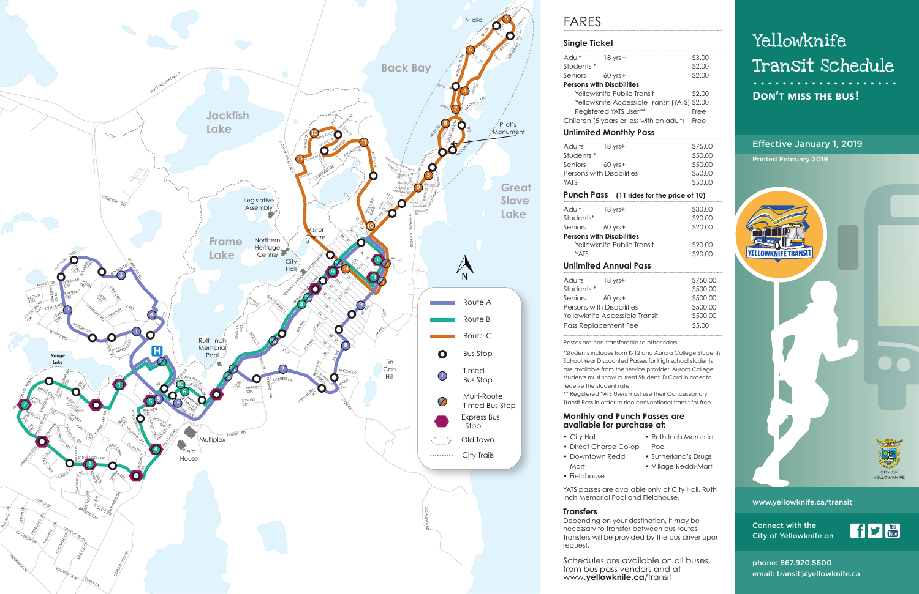# FARES

## Single Ticket

| | | |
|---|---|---|
| Adult | 18 yrs+ | $3.00 |
| Students * | | $2.00 |
| Seniors | 60 yrs+ | $2.00 |
| **Persons with Disabilities** | | |
| Yellowknife Public Transit | | $2.00 |
| Yellowknife Accessible Transit (YATS) | | $2.00 |
| Registered YATS User** | | Free |
| Children (5 years or less with an adult) | | Free |

## Unlimited Monthly Pass

| | | |
|---|---|---|
| Adults | 18 yrs+ | $75.00 |
| Students * | | $50.00 |
| Seniors | 60 yrs+ | $50.00 |
| Persons with Disabilities | | $50.00 |
| YATS | | $50.00 |

## Punch Pass (11 rides for the price of 10)

| | | |
|---|---|---|
| Adult | 18 yrs+ | $30.00 |
| Students* | | $20.00 |
| Seniors | 60 yrs+ | $20.00 |
| **Persons with Disabilities** | | |
| Yellowknife Public Transit | | $20.00 |
| YATS | | $20.00 |

## Unlimited Annual Pass

| | | |
|---|---|---|
| Adults | 18 yrs+ | $750.00 |
| Students * | | $500.00 |
| Seniors | 60 yrs+ | $500.00 |
| Persons with Disabilities | | $500.00 |
| Yellowknife Accessible Transit | | $500.00 |
| Pass Replacement Fee | | $5.00 |

Passes are non-transferable to other riders.

*Students includes from K-12 and Aurora College Students School Year Discounted Passes for high school students are available from the service provider. Aurora College students must show current Student ID Card in order to receive the student rate.

** Registered YATS Users must use their Concessionary Transit Pass in order to ride conventional transit for free.

## Monthly and Punch Passes are available for purchase at:

- City Hall
- Direct Charge Co-op
- Downtown Reddi Mart
- Fieldhouse
- Ruth Inch Memorial Pool
- Sutherland's Drugs
- Village Reddi-Mart

YATS passes are available only at City Hall, Ruth Inch Memorial Pool and Fieldhouse.

## Transfers

Depending on your destination, it may be necessary to transfer between bus routes. Transfers will be provided by the bus driver upon request.

Schedules are available on all buses, from bus pass vendors and at www.**yellowknife.ca**/transit

# Yellowknife Transit Schedule

**DON'T MISS THE BUS!**

Effective January 1, 2019

Printed February 2019

YELLOWKNIFE TRANSIT

CITY OF YELLOWKNIFE

www.yellowknife.ca/transit

Connect with the City of Yellowknife on

phone: 867.920.5600
email: transit@yellowknife.ca

Route A
Route B
Route C
Bus Stop
Timed Bus Stop
Multi-Route Timed Bus Stop
Express Bus Stop
Old Town
City Trails